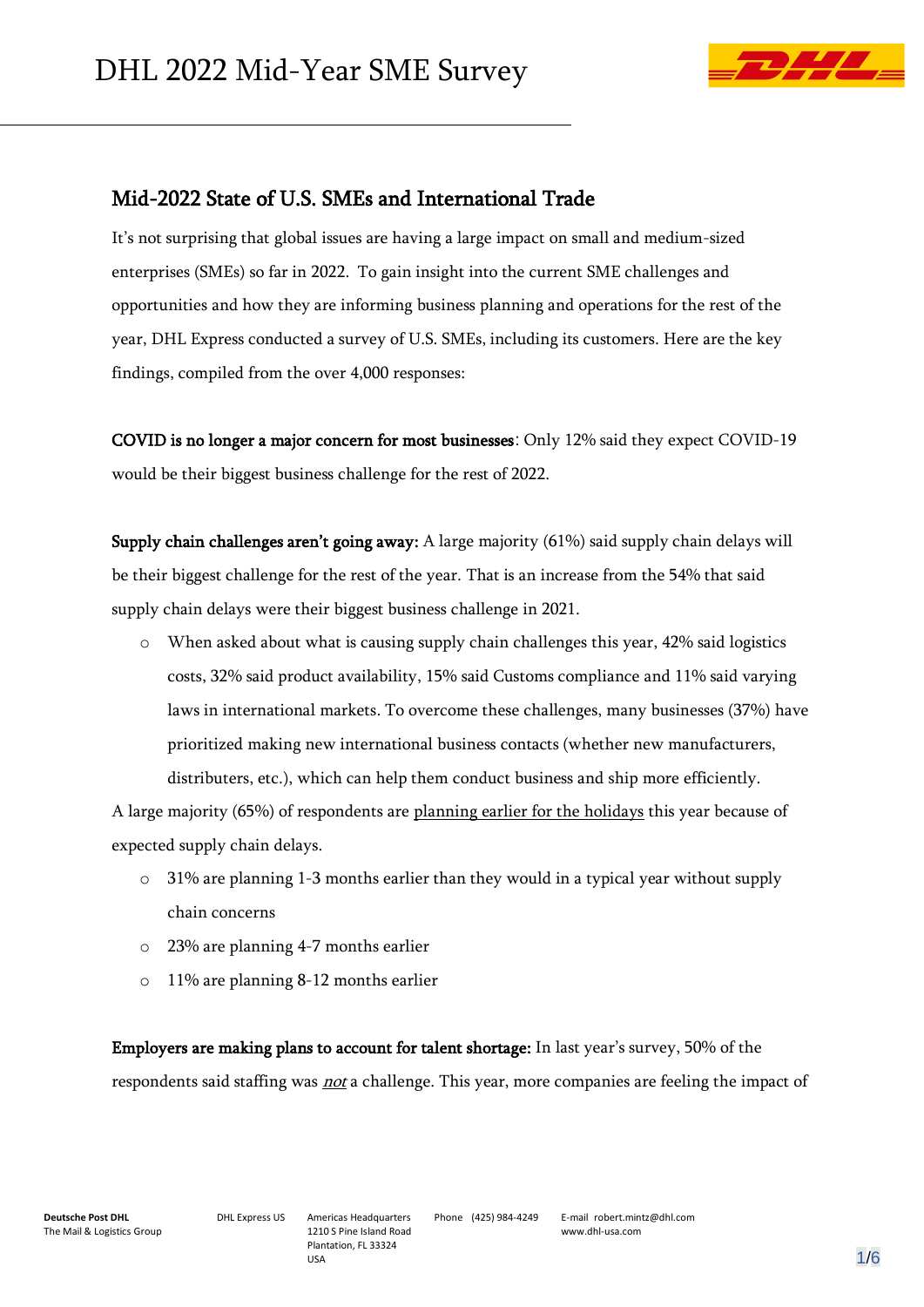# DHL 2022 Mid-Year SME Survey

## Mid-2022 State of U.S. SMEs and International Trade

It's not surprising that global issues are having a large impact on small and medium-sized enterprises (SMEs) so far in 2022. To gain insight into the current SME challenges and opportunities and how they are informing business planning and operations for the rest of the year, DHL Express conducted a survey of U.S. SMEs, including its customers. Here are the key findings, compiled from the over 4,000 responses:

**COVID is no longer a major concern for most businesses**: Only 12% said they expect COVID-19 would be their biggest business challenge for the rest of 2022.

**Supply chain challenges aren't going away:** A large majority (61%) said supply chain delays will be their biggest challenge for the rest of the year. That is an increase from the 54% that said supply chain delays were their biggest business challenge in 2021.

- When asked about what is causing supply chain challenges this year, 42% said logistics costs, 32% said product availability, 15% said Customs compliance and 11% said varying laws in international markets. To overcome these challenges, many businesses (37%) have prioritized making new international business contacts (whether new manufacturers, distributers, etc.), which can help them conduct business and ship more efficiently.

A large majority (65%) of respondents are planning earlier for the holidays this year because of expected supply chain delays.

- 31% are planning 1-3 months earlier than they would in a typical year without supply chain concerns
- 23% are planning 4-7 months earlier
- 11% are planning 8-12 months earlier

**Employers are making plans to account for talent shortage:** In last year's survey, 50% of the respondents said staffing was ***not*** a challenge. This year, more companies are feeling the impact of

Deutsche Post DHL
The Mail & Logistics Group

DHL Express US | Americas Headquarters
1210 S Pine Island Road
Plantation, FL 33324
USA | Phone (425) 984-4249 | E-mail robert.mintz@dhl.com
www.dhl-usa.com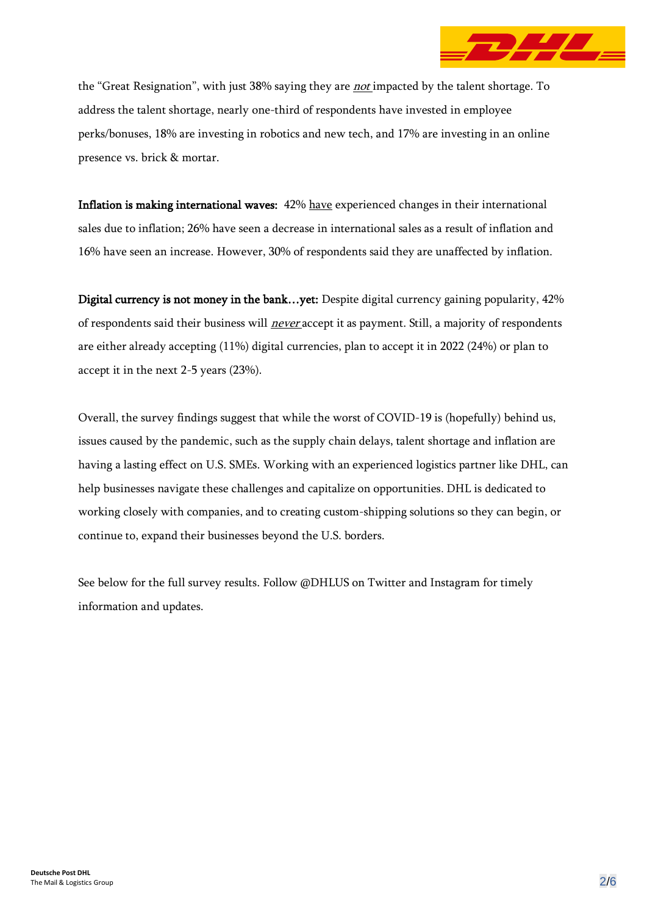the "Great Resignation", with just 38% saying they are ***not*** impacted by the talent shortage. To address the talent shortage, nearly one-third of respondents have invested in employee perks/bonuses, 18% are investing in robotics and new tech, and 17% are investing in an online presence vs. brick & mortar.

**Inflation is making international waves:** 42% have experienced changes in their international sales due to inflation; 26% have seen a decrease in international sales as a result of inflation and 16% have seen an increase. However, 30% of respondents said they are unaffected by inflation.

**Digital currency is not money in the bank…yet:** Despite digital currency gaining popularity, 42% of respondents said their business will ***never*** accept it as payment. Still, a majority of respondents are either already accepting (11%) digital currencies, plan to accept it in 2022 (24%) or plan to accept it in the next 2-5 years (23%).

Overall, the survey findings suggest that while the worst of COVID-19 is (hopefully) behind us, issues caused by the pandemic, such as the supply chain delays, talent shortage and inflation are having a lasting effect on U.S. SMEs. Working with an experienced logistics partner like DHL, can help businesses navigate these challenges and capitalize on opportunities. DHL is dedicated to working closely with companies, and to creating custom-shipping solutions so they can begin, or continue to, expand their businesses beyond the U.S. borders.

See below for the full survey results. Follow @DHLUS on Twitter and Instagram for timely information and updates.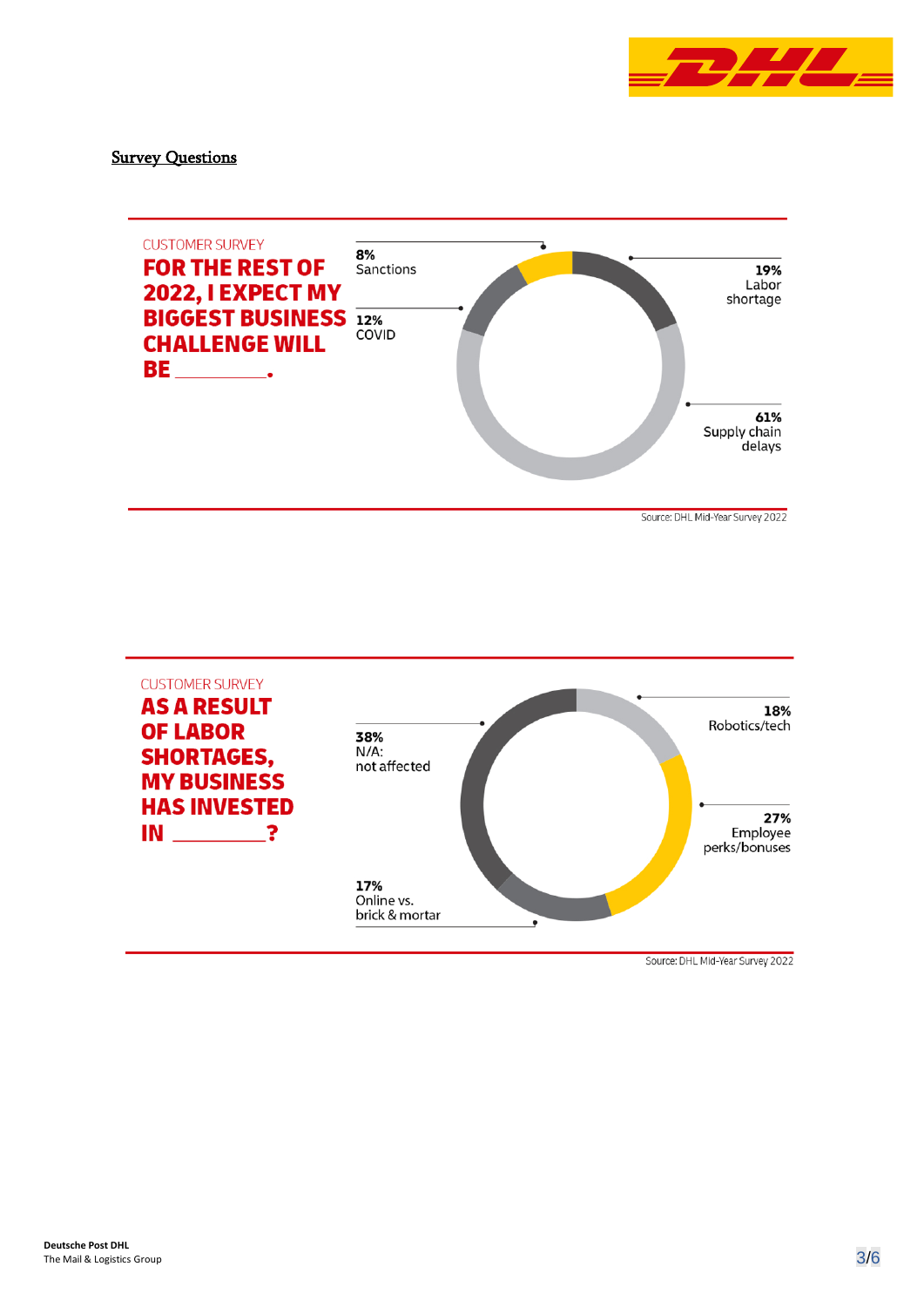## Survey Questions

CUSTOMER SURVEY

**FOR THE REST OF 2022, I EXPECT MY BIGGEST BUSINESS CHALLENGE WILL BE ________.**

- **8%** Sanctions
- **12%** COVID
- **19%** Labor shortage
- **61%** Supply chain delays

Source: DHL Mid-Year Survey 2022

CUSTOMER SURVEY

**AS A RESULT OF LABOR SHORTAGES, MY BUSINESS HAS INVESTED IN ________?**

- **38%** N/A: not affected
- **17%** Online vs. brick & mortar
- **18%** Robotics/tech
- **27%** Employee perks/bonuses

Source: DHL Mid-Year Survey 2022

**Deutsche Post DHL**
The Mail & Logistics Group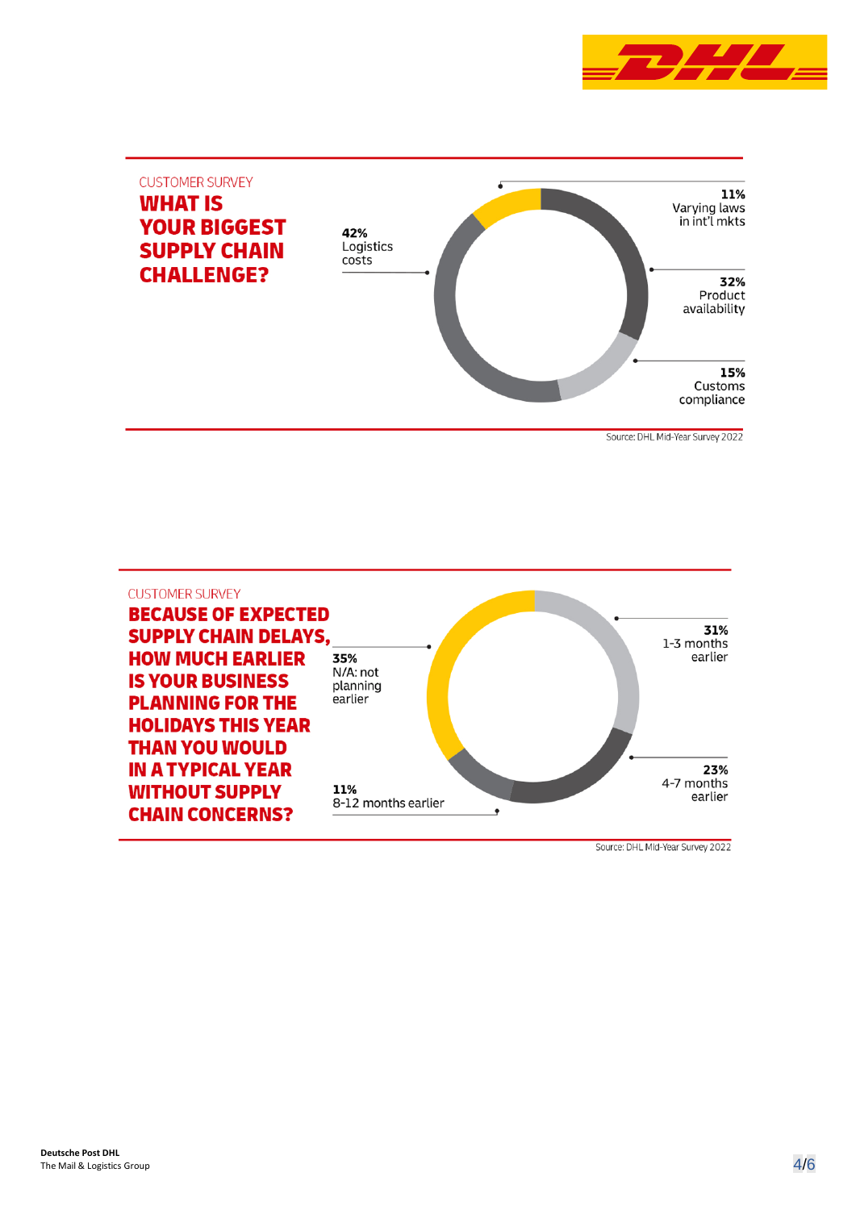CUSTOMER SURVEY

## WHAT IS YOUR BIGGEST SUPPLY CHAIN CHALLENGE?

**42%** Logistics costs

**11%** Varying laws in int'l mkts

**32%** Product availability

**15%** Customs compliance

Source: DHL Mid-Year Survey 2022

CUSTOMER SURVEY

## BECAUSE OF EXPECTED SUPPLY CHAIN DELAYS, HOW MUCH EARLIER IS YOUR BUSINESS PLANNING FOR THE HOLIDAYS THIS YEAR THAN YOU WOULD IN A TYPICAL YEAR WITHOUT SUPPLY CHAIN CONCERNS?

**35%** N/A: not planning earlier

**31%** 1-3 months earlier

**23%** 4-7 months earlier

**11%** 8-12 months earlier

Source: DHL Mid-Year Survey 2022

**Deutsche Post DHL**
The Mail & Logistics Group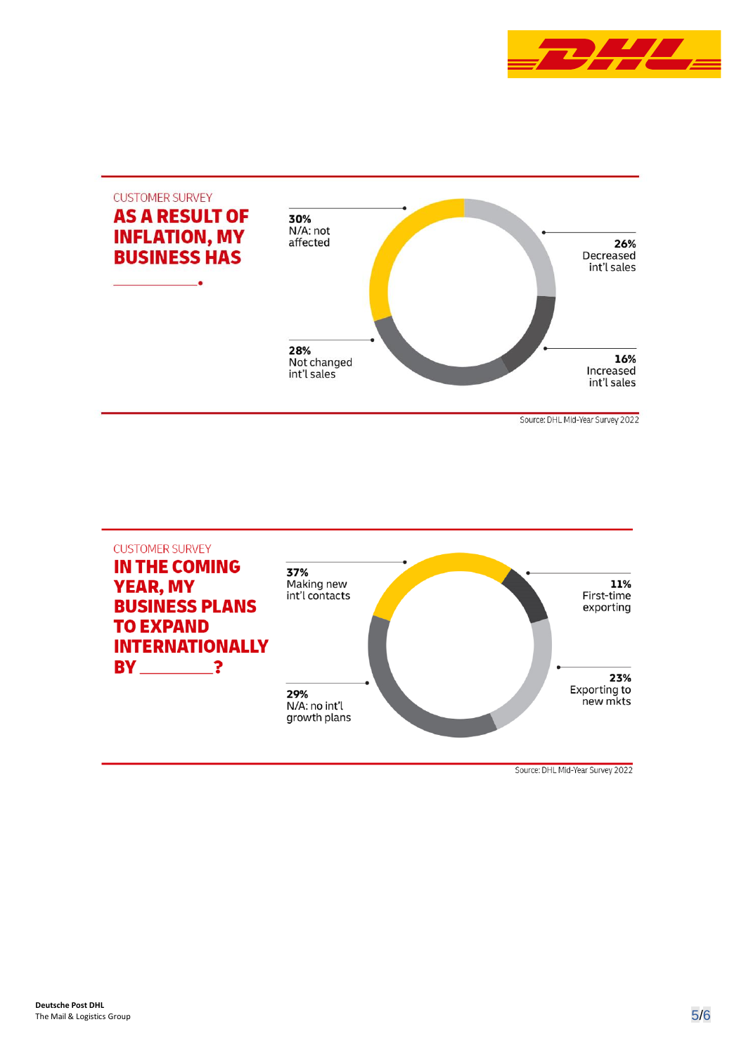CUSTOMER SURVEY

## AS A RESULT OF INFLATION, MY BUSINESS HAS

**30%**
N/A: not affected

**26%**
Decreased int'l sales

**28%**
Not changed int'l sales

**16%**
Increased int'l sales

Source: DHL Mid-Year Survey 2022

CUSTOMER SURVEY

## IN THE COMING YEAR, MY BUSINESS PLANS TO EXPAND INTERNATIONALLY BY ________?

**37%**
Making new int'l contacts

**11%**
First-time exporting

**29%**
N/A: no int'l growth plans

**23%**
Exporting to new mkts

Source: DHL Mid-Year Survey 2022

**Deutsche Post DHL**
The Mail & Logistics Group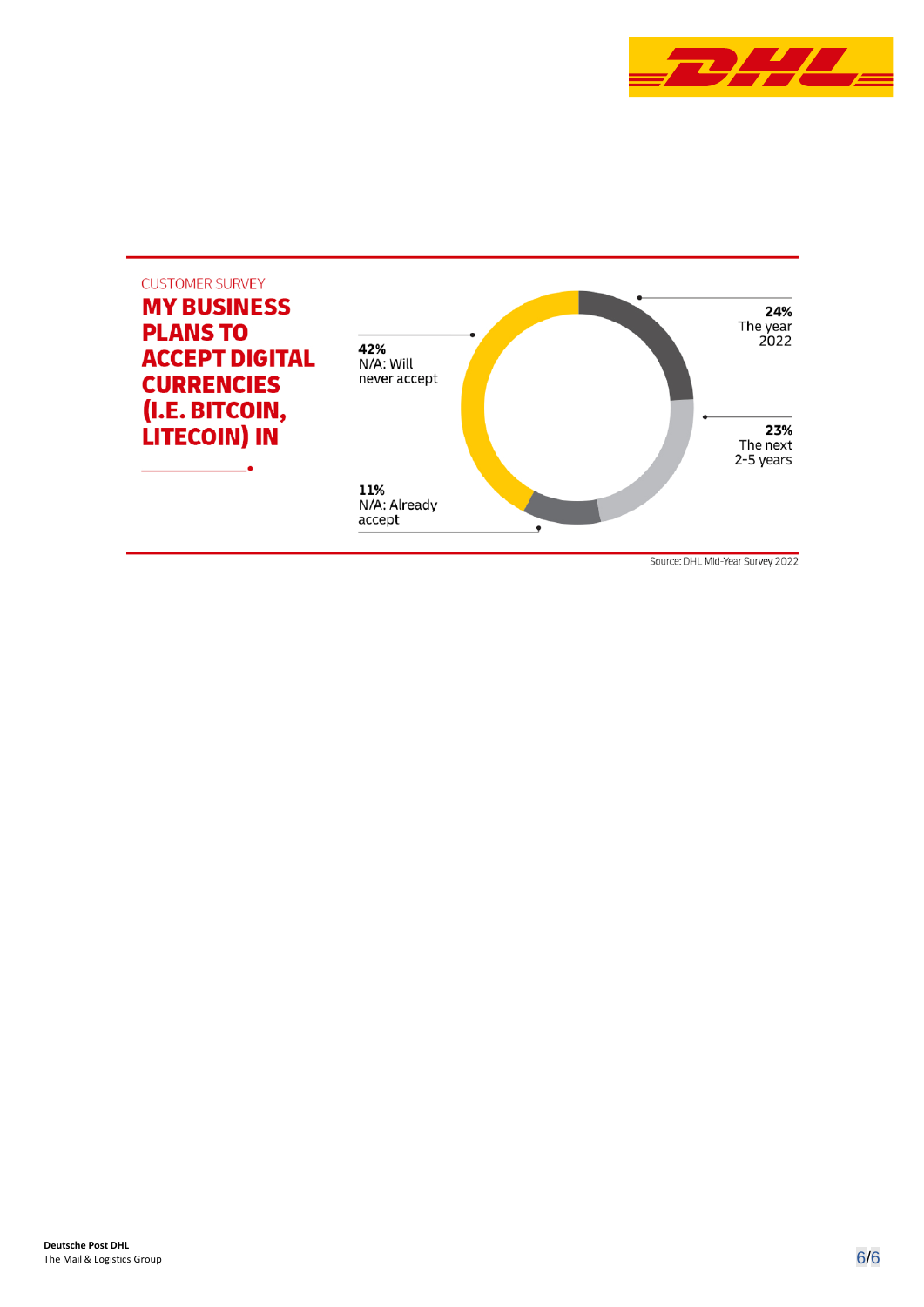CUSTOMER SURVEY

**MY BUSINESS PLANS TO ACCEPT DIGITAL CURRENCIES (I.E. BITCOIN, LITECOIN) IN**

**24%**
The year 2022

**23%**
The next 2-5 years

**42%**
N/A: Will never accept

**11%**
N/A: Already accept

Source: DHL Mid-Year Survey 2022

**Deutsche Post DHL**
The Mail & Logistics Group